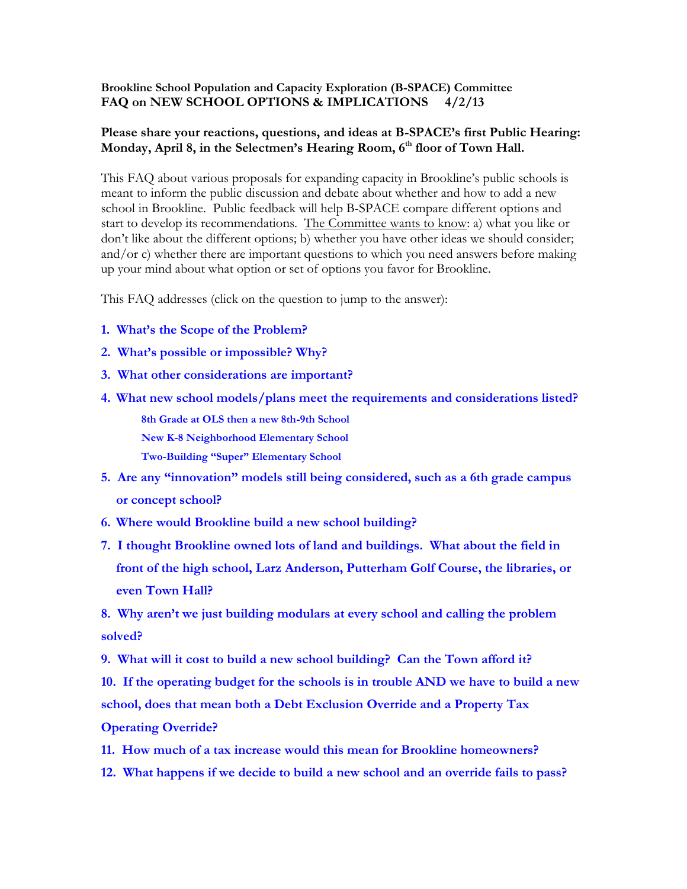**Brookline School Population and Capacity Exploration (B-SPACE) Committee**
**FAQ on NEW SCHOOL OPTIONS & IMPLICATIONS 4/2/13**

**Please share your reactions, questions, and ideas at B-SPACE's first Public Hearing: Monday, April 8, in the Selectmen's Hearing Room, 6th floor of Town Hall.**

This FAQ about various proposals for expanding capacity in Brookline's public schools is meant to inform the public discussion and debate about whether and how to add a new school in Brookline. Public feedback will help B-SPACE compare different options and start to develop its recommendations. The Committee wants to know: a) what you like or don't like about the different options; b) whether you have other ideas we should consider; and/or c) whether there are important questions to which you need answers before making up your mind about what option or set of options you favor for Brookline.

This FAQ addresses (click on the question to jump to the answer):

1. **What's the Scope of the Problem?**
2. **What's possible or impossible? Why?**
3. **What other considerations are important?**
4. **What new school models/plans meet the requirements and considerations listed?**
   - **8th Grade at OLS then a new 8th-9th School**
   - **New K-8 Neighborhood Elementary School**
   - **Two-Building "Super" Elementary School**
5. **Are any "innovation" models still being considered, such as a 6th grade campus or concept school?**
6. **Where would Brookline build a new school building?**
7. **I thought Brookline owned lots of land and buildings. What about the field in front of the high school, Larz Anderson, Putterham Golf Course, the libraries, or even Town Hall?**
8. **Why aren't we just building modulars at every school and calling the problem solved?**
9. **What will it cost to build a new school building? Can the Town afford it?**
10. **If the operating budget for the schools is in trouble AND we have to build a new school, does that mean both a Debt Exclusion Override and a Property Tax Operating Override?**
11. **How much of a tax increase would this mean for Brookline homeowners?**
12. **What happens if we decide to build a new school and an override fails to pass?**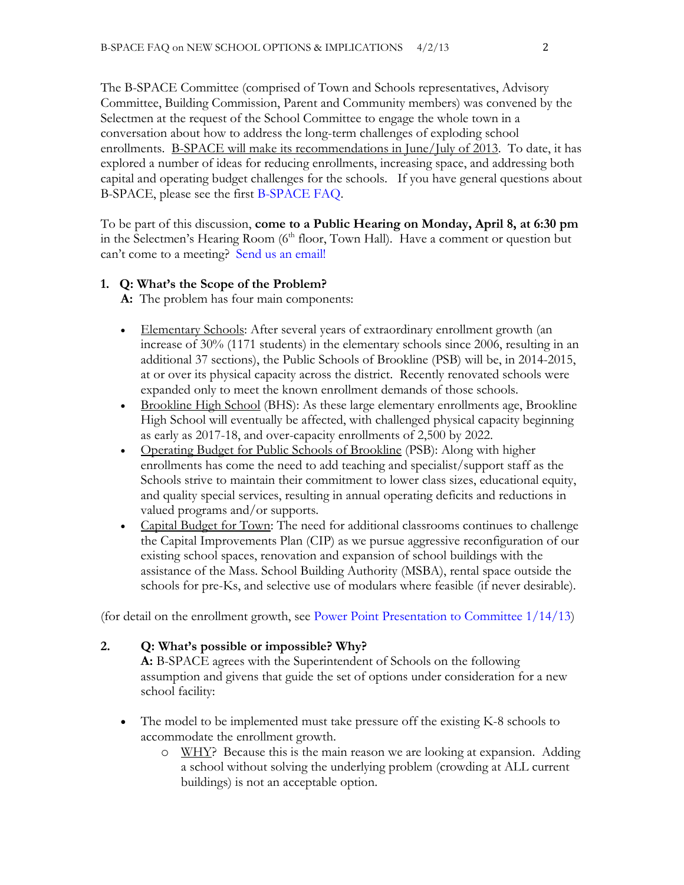The B-SPACE Committee (comprised of Town and Schools representatives, Advisory Committee, Building Commission, Parent and Community members) was convened by the Selectmen at the request of the School Committee to engage the whole town in a conversation about how to address the long-term challenges of exploding school enrollments. B-SPACE will make its recommendations in June/July of 2013. To date, it has explored a number of ideas for reducing enrollments, increasing space, and addressing both capital and operating budget challenges for the schools. If you have general questions about B-SPACE, please see the first B-SPACE FAQ.

To be part of this discussion, **come to a Public Hearing on Monday, April 8, at 6:30 pm** in the Selectmen's Hearing Room (6th floor, Town Hall). Have a comment or question but can't come to a meeting? Send us an email!

**1. Q: What's the Scope of the Problem?**

**A:** The problem has four main components:

- Elementary Schools: After several years of extraordinary enrollment growth (an increase of 30% (1171 students) in the elementary schools since 2006, resulting in an additional 37 sections), the Public Schools of Brookline (PSB) will be, in 2014-2015, at or over its physical capacity across the district. Recently renovated schools were expanded only to meet the known enrollment demands of those schools.
- Brookline High School (BHS): As these large elementary enrollments age, Brookline High School will eventually be affected, with challenged physical capacity beginning as early as 2017-18, and over-capacity enrollments of 2,500 by 2022.
- Operating Budget for Public Schools of Brookline (PSB): Along with higher enrollments has come the need to add teaching and specialist/support staff as the Schools strive to maintain their commitment to lower class sizes, educational equity, and quality special services, resulting in annual operating deficits and reductions in valued programs and/or supports.
- Capital Budget for Town: The need for additional classrooms continues to challenge the Capital Improvements Plan (CIP) as we pursue aggressive reconfiguration of our existing school spaces, renovation and expansion of school buildings with the assistance of the Mass. School Building Authority (MSBA), rental space outside the schools for pre-Ks, and selective use of modulars where feasible (if never desirable).

(for detail on the enrollment growth, see Power Point Presentation to Committee 1/14/13)

**2. Q: What's possible or impossible? Why?**

**A:** B-SPACE agrees with the Superintendent of Schools on the following assumption and givens that guide the set of options under consideration for a new school facility:

- The model to be implemented must take pressure off the existing K-8 schools to accommodate the enrollment growth.
  - WHY? Because this is the main reason we are looking at expansion. Adding a school without solving the underlying problem (crowding at ALL current buildings) is not an acceptable option.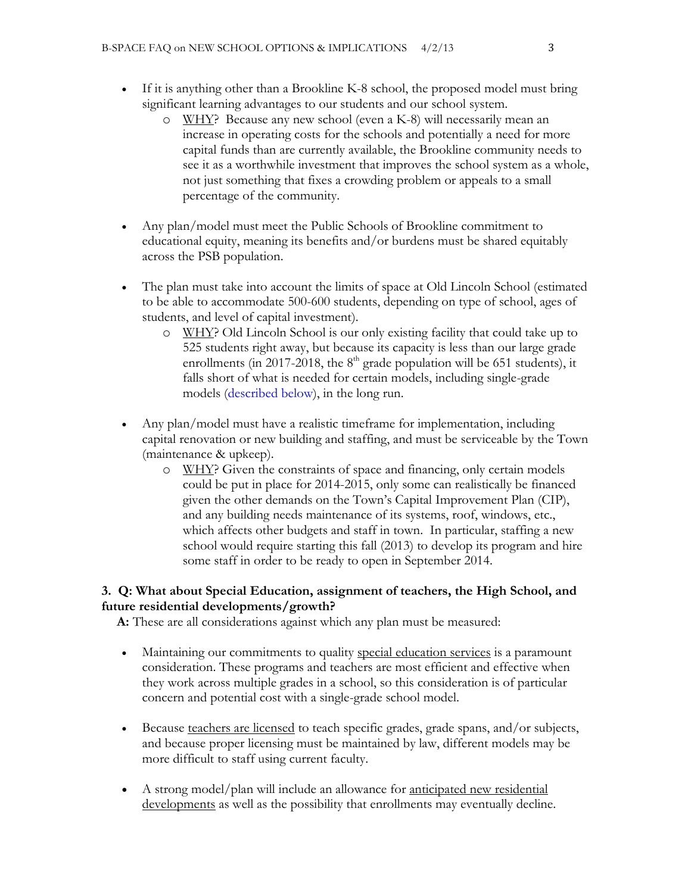- If it is anything other than a Brookline K-8 school, the proposed model must bring significant learning advantages to our students and our school system.
  - WHY? Because any new school (even a K-8) will necessarily mean an increase in operating costs for the schools and potentially a need for more capital funds than are currently available, the Brookline community needs to see it as a worthwhile investment that improves the school system as a whole, not just something that fixes a crowding problem or appeals to a small percentage of the community.

- Any plan/model must meet the Public Schools of Brookline commitment to educational equity, meaning its benefits and/or burdens must be shared equitably across the PSB population.

- The plan must take into account the limits of space at Old Lincoln School (estimated to be able to accommodate 500-600 students, depending on type of school, ages of students, and level of capital investment).
  - WHY? Old Lincoln School is our only existing facility that could take up to 525 students right away, but because its capacity is less than our large grade enrollments (in 2017-2018, the 8th grade population will be 651 students), it falls short of what is needed for certain models, including single-grade models (described below), in the long run.

- Any plan/model must have a realistic timeframe for implementation, including capital renovation or new building and staffing, and must be serviceable by the Town (maintenance & upkeep).
  - WHY? Given the constraints of space and financing, only certain models could be put in place for 2014-2015, only some can realistically be financed given the other demands on the Town's Capital Improvement Plan (CIP), and any building needs maintenance of its systems, roof, windows, etc., which affects other budgets and staff in town. In particular, staffing a new school would require starting this fall (2013) to develop its program and hire some staff in order to be ready to open in September 2014.

**3. Q: What about Special Education, assignment of teachers, the High School, and future residential developments/growth?**

**A:** These are all considerations against which any plan must be measured:

- Maintaining our commitments to quality special education services is a paramount consideration. These programs and teachers are most efficient and effective when they work across multiple grades in a school, so this consideration is of particular concern and potential cost with a single-grade school model.

- Because teachers are licensed to teach specific grades, grade spans, and/or subjects, and because proper licensing must be maintained by law, different models may be more difficult to staff using current faculty.

- A strong model/plan will include an allowance for anticipated new residential developments as well as the possibility that enrollments may eventually decline.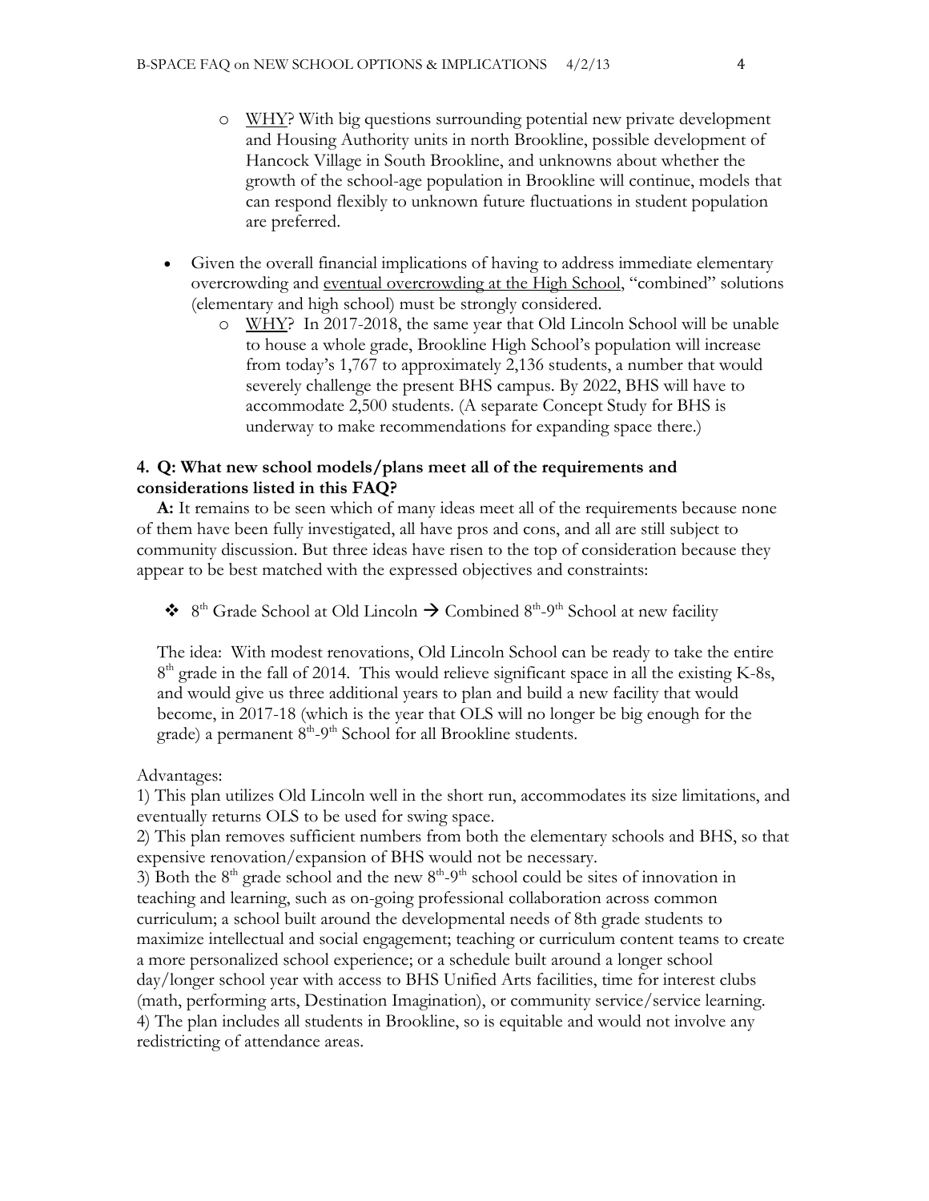- WHY? With big questions surrounding potential new private development and Housing Authority units in north Brookline, possible development of Hancock Village in South Brookline, and unknowns about whether the growth of the school-age population in Brookline will continue, models that can respond flexibly to unknown future fluctuations in student population are preferred.

- Given the overall financial implications of having to address immediate elementary overcrowding and eventual overcrowding at the High School, "combined" solutions (elementary and high school) must be strongly considered.
   - WHY? In 2017-2018, the same year that Old Lincoln School will be unable to house a whole grade, Brookline High School's population will increase from today's 1,767 to approximately 2,136 students, a number that would severely challenge the present BHS campus. By 2022, BHS will have to accommodate 2,500 students. (A separate Concept Study for BHS is underway to make recommendations for expanding space there.)

**4. Q: What new school models/plans meet all of the requirements and considerations listed in this FAQ?**

**A:** It remains to be seen which of many ideas meet all of the requirements because none of them have been fully investigated, all have pros and cons, and all are still subject to community discussion. But three ideas have risen to the top of consideration because they appear to be best matched with the expressed objectives and constraints:

- 8th Grade School at Old Lincoln → Combined 8th-9th School at new facility

The idea: With modest renovations, Old Lincoln School can be ready to take the entire 8th grade in the fall of 2014. This would relieve significant space in all the existing K-8s, and would give us three additional years to plan and build a new facility that would become, in 2017-18 (which is the year that OLS will no longer be big enough for the grade) a permanent 8th-9th School for all Brookline students.

Advantages:

1) This plan utilizes Old Lincoln well in the short run, accommodates its size limitations, and eventually returns OLS to be used for swing space.
2) This plan removes sufficient numbers from both the elementary schools and BHS, so that expensive renovation/expansion of BHS would not be necessary.
3) Both the 8th grade school and the new 8th-9th school could be sites of innovation in teaching and learning, such as on-going professional collaboration across common curriculum; a school built around the developmental needs of 8th grade students to maximize intellectual and social engagement; teaching or curriculum content teams to create a more personalized school experience; or a schedule built around a longer school day/longer school year with access to BHS Unified Arts facilities, time for interest clubs (math, performing arts, Destination Imagination), or community service/service learning.
4) The plan includes all students in Brookline, so is equitable and would not involve any redistricting of attendance areas.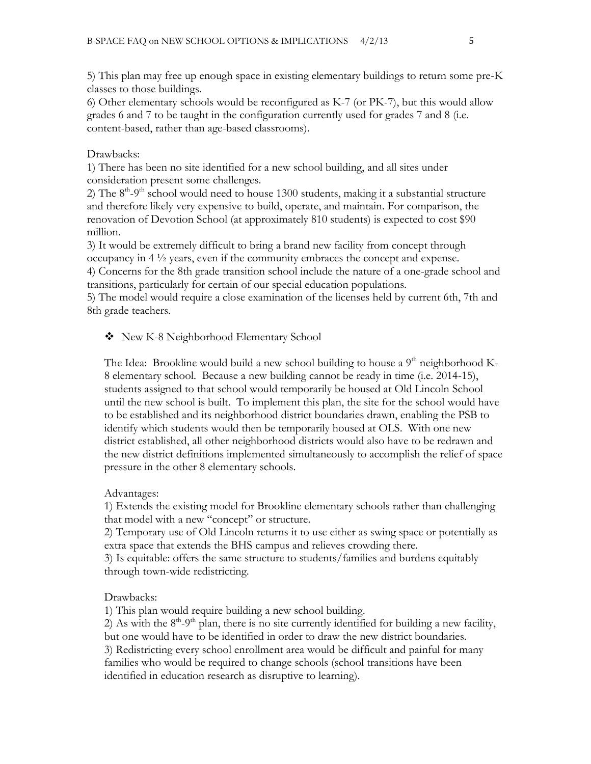5) This plan may free up enough space in existing elementary buildings to return some pre-K classes to those buildings.
6) Other elementary schools would be reconfigured as K-7 (or PK-7), but this would allow grades 6 and 7 to be taught in the configuration currently used for grades 7 and 8 (i.e. content-based, rather than age-based classrooms).

Drawbacks:
1) There has been no site identified for a new school building, and all sites under consideration present some challenges.
2) The 8th-9th school would need to house 1300 students, making it a substantial structure and therefore likely very expensive to build, operate, and maintain. For comparison, the renovation of Devotion School (at approximately 810 students) is expected to cost $90 million.
3) It would be extremely difficult to bring a brand new facility from concept through occupancy in 4 ½ years, even if the community embraces the concept and expense.
4) Concerns for the 8th grade transition school include the nature of a one-grade school and transitions, particularly for certain of our special education populations.
5) The model would require a close examination of the licenses held by current 6th, 7th and 8th grade teachers.

- New K-8 Neighborhood Elementary School

The Idea: Brookline would build a new school building to house a 9th neighborhood K-8 elementary school. Because a new building cannot be ready in time (i.e. 2014-15), students assigned to that school would temporarily be housed at Old Lincoln School until the new school is built. To implement this plan, the site for the school would have to be established and its neighborhood district boundaries drawn, enabling the PSB to identify which students would then be temporarily housed at OLS. With one new district established, all other neighborhood districts would also have to be redrawn and the new district definitions implemented simultaneously to accomplish the relief of space pressure in the other 8 elementary schools.

Advantages:
1) Extends the existing model for Brookline elementary schools rather than challenging that model with a new "concept" or structure.
2) Temporary use of Old Lincoln returns it to use either as swing space or potentially as extra space that extends the BHS campus and relieves crowding there.
3) Is equitable: offers the same structure to students/families and burdens equitably through town-wide redistricting.

Drawbacks:
1) This plan would require building a new school building.
2) As with the 8th-9th plan, there is no site currently identified for building a new facility, but one would have to be identified in order to draw the new district boundaries.
3) Redistricting every school enrollment area would be difficult and painful for many families who would be required to change schools (school transitions have been identified in education research as disruptive to learning).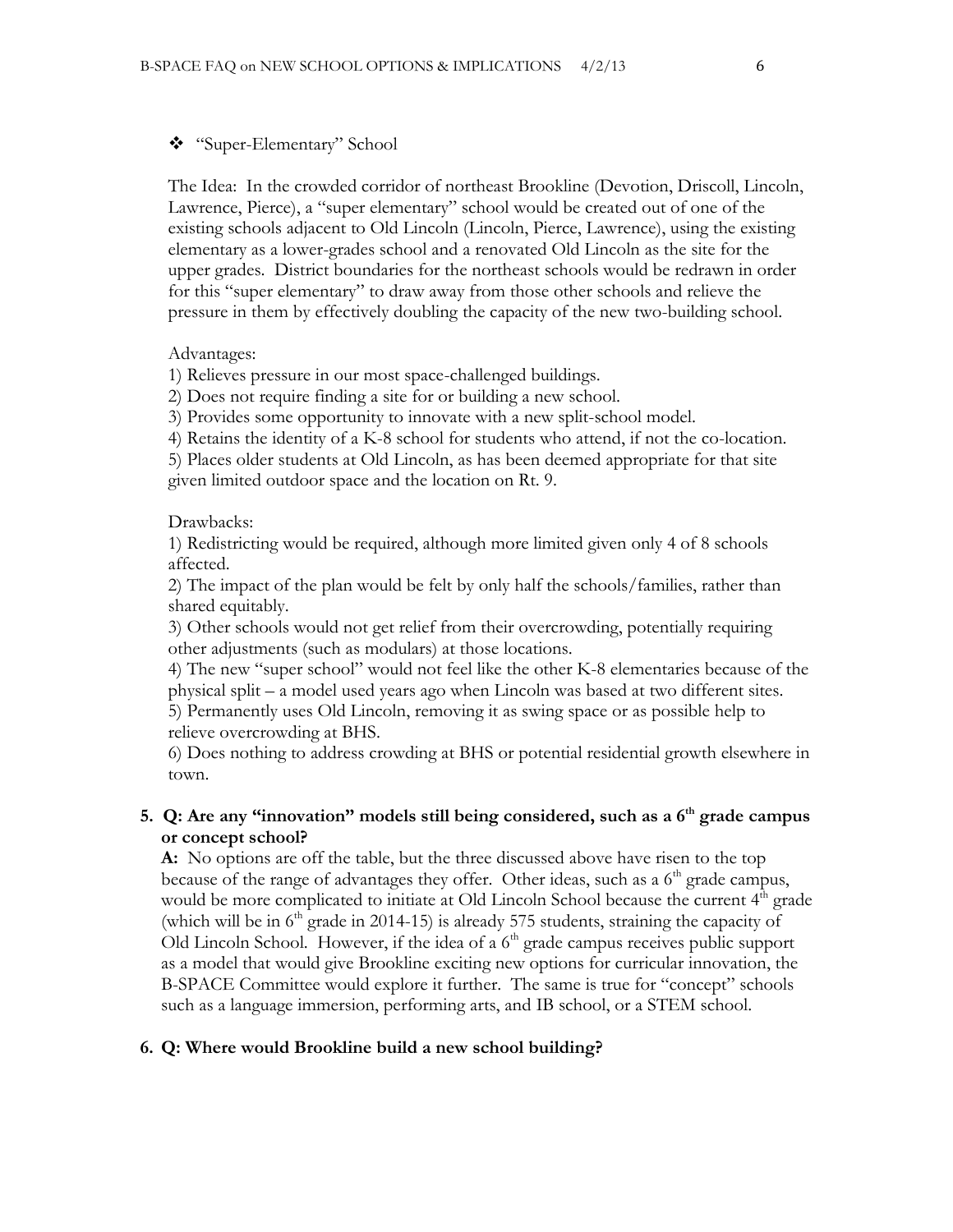❖ "Super-Elementary" School

The Idea: In the crowded corridor of northeast Brookline (Devotion, Driscoll, Lincoln, Lawrence, Pierce), a "super elementary" school would be created out of one of the existing schools adjacent to Old Lincoln (Lincoln, Pierce, Lawrence), using the existing elementary as a lower-grades school and a renovated Old Lincoln as the site for the upper grades. District boundaries for the northeast schools would be redrawn in order for this "super elementary" to draw away from those other schools and relieve the pressure in them by effectively doubling the capacity of the new two-building school.

Advantages:

1) Relieves pressure in our most space-challenged buildings.
2) Does not require finding a site for or building a new school.
3) Provides some opportunity to innovate with a new split-school model.
4) Retains the identity of a K-8 school for students who attend, if not the co-location.
5) Places older students at Old Lincoln, as has been deemed appropriate for that site given limited outdoor space and the location on Rt. 9.

Drawbacks:

1) Redistricting would be required, although more limited given only 4 of 8 schools affected.
2) The impact of the plan would be felt by only half the schools/families, rather than shared equitably.
3) Other schools would not get relief from their overcrowding, potentially requiring other adjustments (such as modulars) at those locations.
4) The new "super school" would not feel like the other K-8 elementaries because of the physical split – a model used years ago when Lincoln was based at two different sites.
5) Permanently uses Old Lincoln, removing it as swing space or as possible help to relieve overcrowding at BHS.
6) Does nothing to address crowding at BHS or potential residential growth elsewhere in town.

**5. Q: Are any "innovation" models still being considered, such as a 6th grade campus or concept school?**

**A:** No options are off the table, but the three discussed above have risen to the top because of the range of advantages they offer. Other ideas, such as a 6th grade campus, would be more complicated to initiate at Old Lincoln School because the current 4th grade (which will be in 6th grade in 2014-15) is already 575 students, straining the capacity of Old Lincoln School. However, if the idea of a 6th grade campus receives public support as a model that would give Brookline exciting new options for curricular innovation, the B-SPACE Committee would explore it further. The same is true for "concept" schools such as a language immersion, performing arts, and IB school, or a STEM school.

**6. Q: Where would Brookline build a new school building?**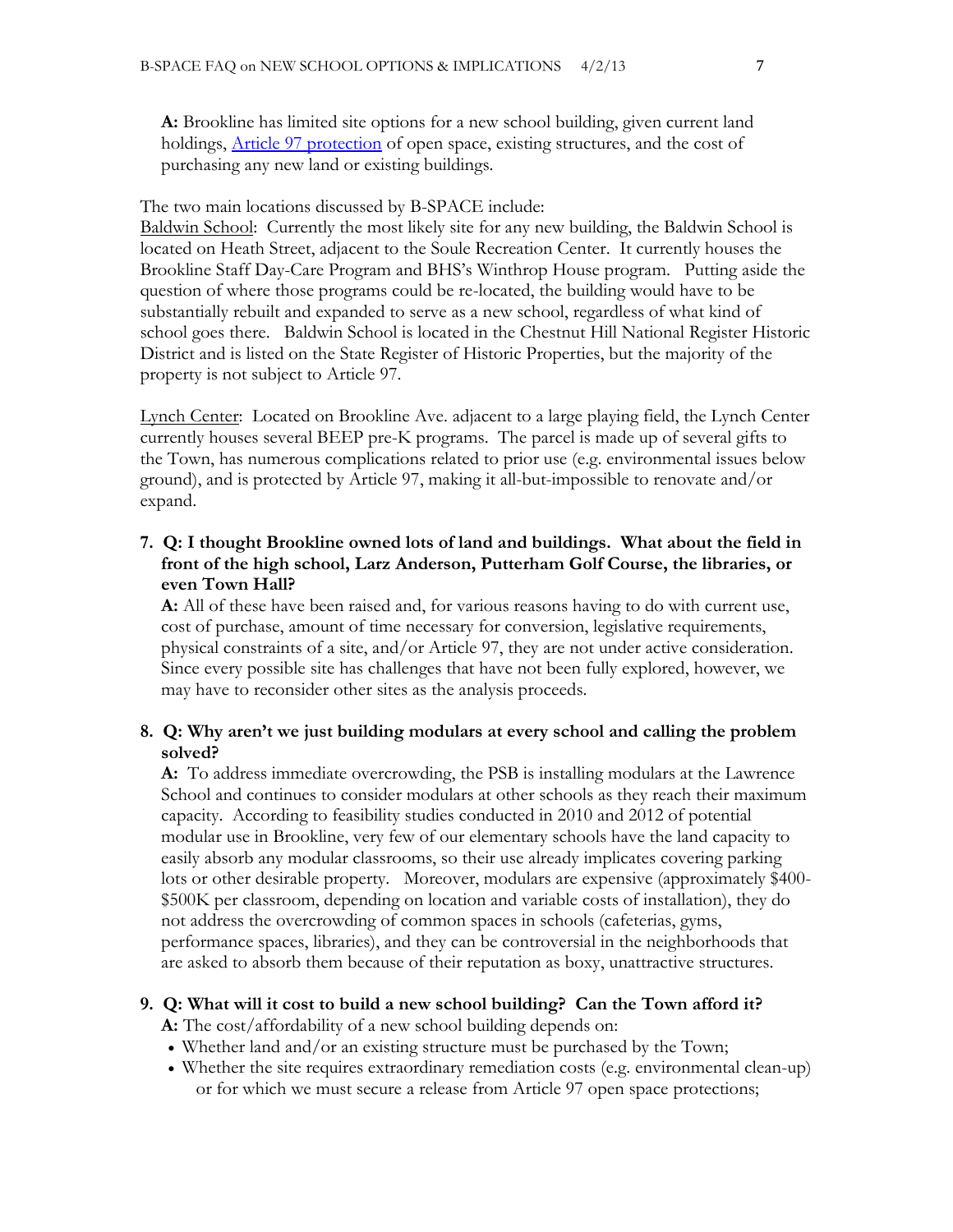**A:** Brookline has limited site options for a new school building, given current land holdings, [Article 97 protection]() of open space, existing structures, and the cost of purchasing any new land or existing buildings.

The two main locations discussed by B-SPACE include:

<u>Baldwin School</u>: Currently the most likely site for any new building, the Baldwin School is located on Heath Street, adjacent to the Soule Recreation Center. It currently houses the Brookline Staff Day-Care Program and BHS's Winthrop House program. Putting aside the question of where those programs could be re-located, the building would have to be substantially rebuilt and expanded to serve as a new school, regardless of what kind of school goes there. Baldwin School is located in the Chestnut Hill National Register Historic District and is listed on the State Register of Historic Properties, but the majority of the property is not subject to Article 97.

<u>Lynch Center</u>: Located on Brookline Ave. adjacent to a large playing field, the Lynch Center currently houses several BEEP pre-K programs. The parcel is made up of several gifts to the Town, has numerous complications related to prior use (e.g. environmental issues below ground), and is protected by Article 97, making it all-but-impossible to renovate and/or expand.

**7. Q: I thought Brookline owned lots of land and buildings. What about the field in front of the high school, Larz Anderson, Putterham Golf Course, the libraries, or even Town Hall?**

**A:** All of these have been raised and, for various reasons having to do with current use, cost of purchase, amount of time necessary for conversion, legislative requirements, physical constraints of a site, and/or Article 97, they are not under active consideration. Since every possible site has challenges that have not been fully explored, however, we may have to reconsider other sites as the analysis proceeds.

**8. Q: Why aren't we just building modulars at every school and calling the problem solved?**

**A:** To address immediate overcrowding, the PSB is installing modulars at the Lawrence School and continues to consider modulars at other schools as they reach their maximum capacity. According to feasibility studies conducted in 2010 and 2012 of potential modular use in Brookline, very few of our elementary schools have the land capacity to easily absorb any modular classrooms, so their use already implicates covering parking lots or other desirable property. Moreover, modulars are expensive (approximately $400-$500K per classroom, depending on location and variable costs of installation), they do not address the overcrowding of common spaces in schools (cafeterias, gyms, performance spaces, libraries), and they can be controversial in the neighborhoods that are asked to absorb them because of their reputation as boxy, unattractive structures.

**9. Q: What will it cost to build a new school building? Can the Town afford it?**

**A:** The cost/affordability of a new school building depends on:

- Whether land and/or an existing structure must be purchased by the Town;
- Whether the site requires extraordinary remediation costs (e.g. environmental clean-up) or for which we must secure a release from Article 97 open space protections;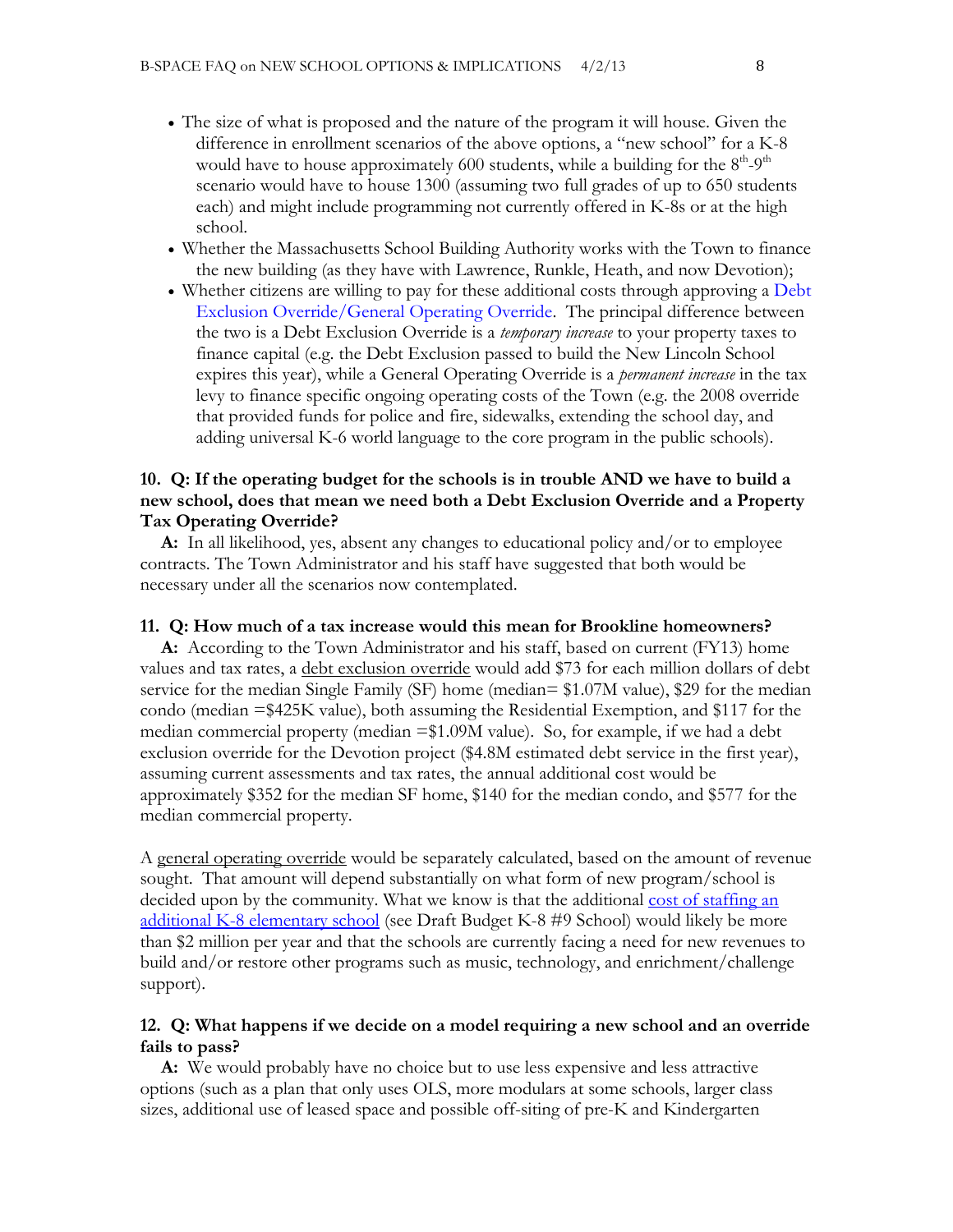- The size of what is proposed and the nature of the program it will house. Given the difference in enrollment scenarios of the above options, a "new school" for a K-8 would have to house approximately 600 students, while a building for the 8th-9th scenario would have to house 1300 (assuming two full grades of up to 650 students each) and might include programming not currently offered in K-8s or at the high school.
- Whether the Massachusetts School Building Authority works with the Town to finance the new building (as they have with Lawrence, Runkle, Heath, and now Devotion);
- Whether citizens are willing to pay for these additional costs through approving a Debt Exclusion Override/General Operating Override. The principal difference between the two is a Debt Exclusion Override is a *temporary increase* to your property taxes to finance capital (e.g. the Debt Exclusion passed to build the New Lincoln School expires this year), while a General Operating Override is a *permanent increase* in the tax levy to finance specific ongoing operating costs of the Town (e.g. the 2008 override that provided funds for police and fire, sidewalks, extending the school day, and adding universal K-6 world language to the core program in the public schools).

**10. Q: If the operating budget for the schools is in trouble AND we have to build a new school, does that mean we need both a Debt Exclusion Override and a Property Tax Operating Override?**

**A:** In all likelihood, yes, absent any changes to educational policy and/or to employee contracts. The Town Administrator and his staff have suggested that both would be necessary under all the scenarios now contemplated.

**11. Q: How much of a tax increase would this mean for Brookline homeowners?**

**A:** According to the Town Administrator and his staff, based on current (FY13) home values and tax rates, a debt exclusion override would add $73 for each million dollars of debt service for the median Single Family (SF) home (median= $1.07M value), $29 for the median condo (median =$425K value), both assuming the Residential Exemption, and $117 for the median commercial property (median =$1.09M value). So, for example, if we had a debt exclusion override for the Devotion project ($4.8M estimated debt service in the first year), assuming current assessments and tax rates, the annual additional cost would be approximately $352 for the median SF home, $140 for the median condo, and $577 for the median commercial property.

A general operating override would be separately calculated, based on the amount of revenue sought. That amount will depend substantially on what form of new program/school is decided upon by the community. What we know is that the additional cost of staffing an additional K-8 elementary school (see Draft Budget K-8 #9 School) would likely be more than $2 million per year and that the schools are currently facing a need for new revenues to build and/or restore other programs such as music, technology, and enrichment/challenge support).

**12. Q: What happens if we decide on a model requiring a new school and an override fails to pass?**

**A:** We would probably have no choice but to use less expensive and less attractive options (such as a plan that only uses OLS, more modulars at some schools, larger class sizes, additional use of leased space and possible off-siting of pre-K and Kindergarten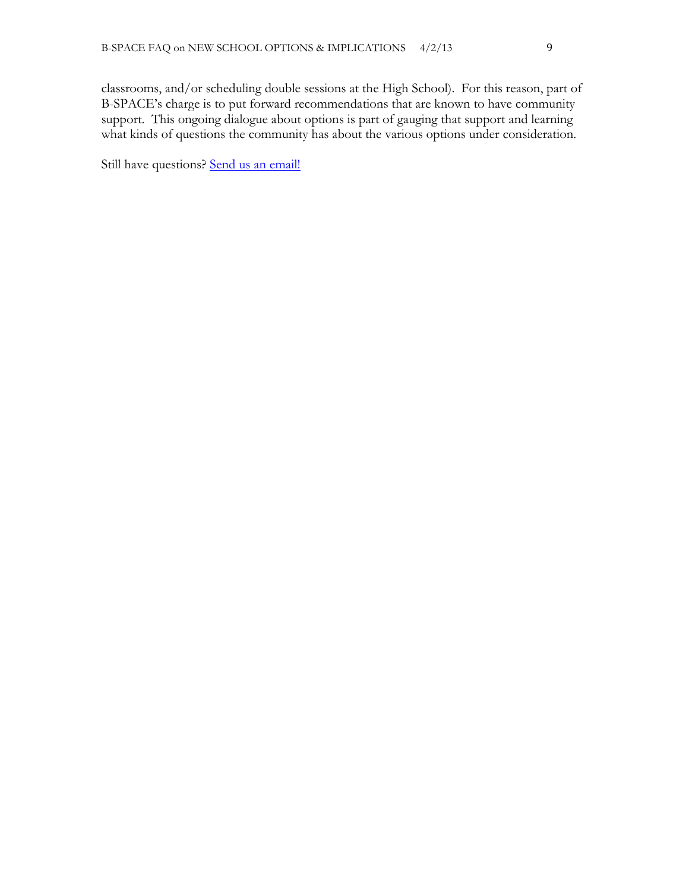classrooms, and/or scheduling double sessions at the High School). For this reason, part of B-SPACE's charge is to put forward recommendations that are known to have community support. This ongoing dialogue about options is part of gauging that support and learning what kinds of questions the community has about the various options under consideration.

Still have questions? Send us an email!